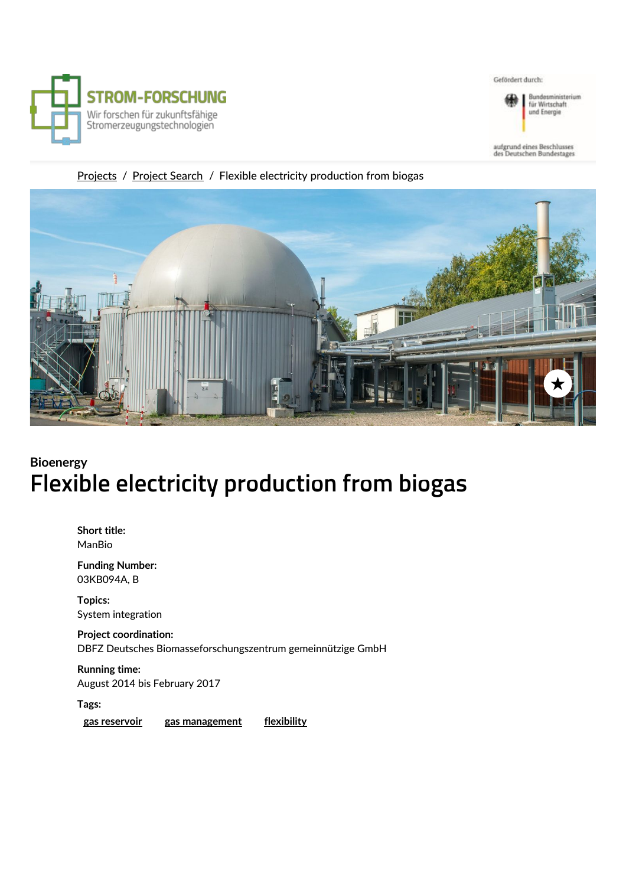STROM-FORSCHUNG

Wir forschen für zukunftsfähige Stromerzeugungstechnologien

Gefördert durch:

Bundesministerium für Wirtschaft und Energie

aufgrund eines Beschlusses des Deutschen Bundestages

Projects / Project Search / Flexible electricity production from biogas

**Bioenergy**

# Flexible electricity production from biogas

**Short title:**
ManBio

**Funding Number:**
03KB094A, B

**Topics:**
System integration

**Project coordination:**
DBFZ Deutsches Biomasseforschungszentrum gemeinnützige GmbH

**Running time:**
August 2014 bis February 2017

**Tags:**
gas reservoir    gas management    flexibility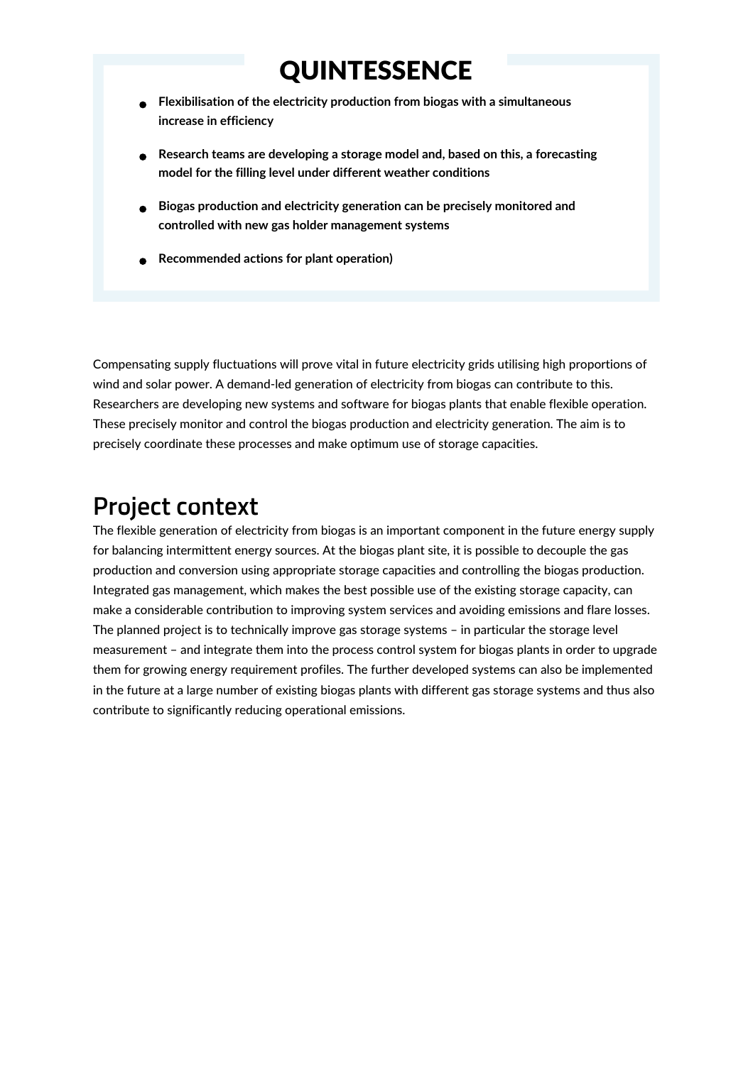# QUINTESSENCE

- **Flexibilisation of the electricity production from biogas with a simultaneous increase in efficiency**
- **Research teams are developing a storage model and, based on this, a forecasting model for the filling level under different weather conditions**
- **Biogas production and electricity generation can be precisely monitored and controlled with new gas holder management systems**
- **Recommended actions for plant operation)**

Compensating supply fluctuations will prove vital in future electricity grids utilising high proportions of wind and solar power. A demand-led generation of electricity from biogas can contribute to this. Researchers are developing new systems and software for biogas plants that enable flexible operation. These precisely monitor and control the biogas production and electricity generation. The aim is to precisely coordinate these processes and make optimum use of storage capacities.

## Project context

The flexible generation of electricity from biogas is an important component in the future energy supply for balancing intermittent energy sources. At the biogas plant site, it is possible to decouple the gas production and conversion using appropriate storage capacities and controlling the biogas production. Integrated gas management, which makes the best possible use of the existing storage capacity, can make a considerable contribution to improving system services and avoiding emissions and flare losses. The planned project is to technically improve gas storage systems – in particular the storage level measurement – and integrate them into the process control system for biogas plants in order to upgrade them for growing energy requirement profiles. The further developed systems can also be implemented in the future at a large number of existing biogas plants with different gas storage systems and thus also contribute to significantly reducing operational emissions.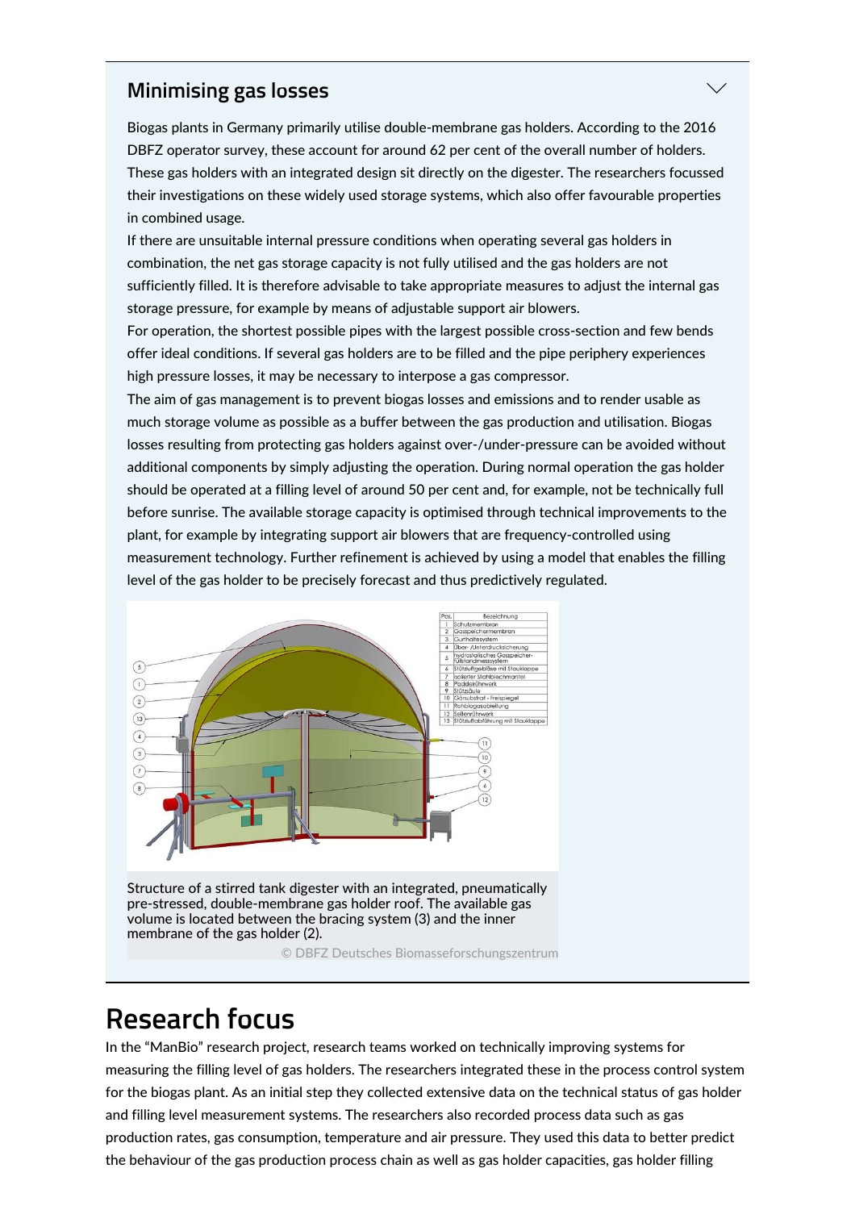## Minimising gas losses

Biogas plants in Germany primarily utilise double-membrane gas holders. According to the 2016 DBFZ operator survey, these account for around 62 per cent of the overall number of holders. These gas holders with an integrated design sit directly on the digester. The researchers focussed their investigations on these widely used storage systems, which also offer favourable properties in combined usage.

If there are unsuitable internal pressure conditions when operating several gas holders in combination, the net gas storage capacity is not fully utilised and the gas holders are not sufficiently filled. It is therefore advisable to take appropriate measures to adjust the internal gas storage pressure, for example by means of adjustable support air blowers.

For operation, the shortest possible pipes with the largest possible cross-section and few bends offer ideal conditions. If several gas holders are to be filled and the pipe periphery experiences high pressure losses, it may be necessary to interpose a gas compressor.

The aim of gas management is to prevent biogas losses and emissions and to render usable as much storage volume as possible as a buffer between the gas production and utilisation. Biogas losses resulting from protecting gas holders against over-/under-pressure can be avoided without additional components by simply adjusting the operation. During normal operation the gas holder should be operated at a filling level of around 50 per cent and, for example, not be technically full before sunrise. The available storage capacity is optimised through technical improvements to the plant, for example by integrating support air blowers that are frequency-controlled using measurement technology. Further refinement is achieved by using a model that enables the filling level of the gas holder to be precisely forecast and thus predictively regulated.

| Pos. | Bezeichnung |
|---|---|
| 1 | Schutzmembran |
| 2 | Gasspeichermembran |
| 3 | Gurthaltesystem |
| 4 | Über- /Unterdrucksicherung |
| 5 | hydrostatisches Gasspeicher-füllstandmesssystem |
| 6 | Stützluftgebläse mit Stauklappe |
| 7 | isolierter Stahlblechmantel |
| 8 | Paddelrührwerk |
| 9 | Stützsäule |
| 10 | Gärsubstrat - Freispiegel |
| 11 | Rohbiogasableitung |
| 12 | Seitenrührwerk |
| 13 | Stützluftabführung mit Stauklappe |

Structure of a stirred tank digester with an integrated, pneumatically pre-stressed, double-membrane gas holder roof. The available gas volume is located between the bracing system (3) and the inner membrane of the gas holder (2).

© DBFZ Deutsches Biomasseforschungszentrum

# Research focus

In the "ManBio" research project, research teams worked on technically improving systems for measuring the filling level of gas holders. The researchers integrated these in the process control system for the biogas plant. As an initial step they collected extensive data on the technical status of gas holder and filling level measurement systems. The researchers also recorded process data such as gas production rates, gas consumption, temperature and air pressure. They used this data to better predict the behaviour of the gas production process chain as well as gas holder capacities, gas holder filling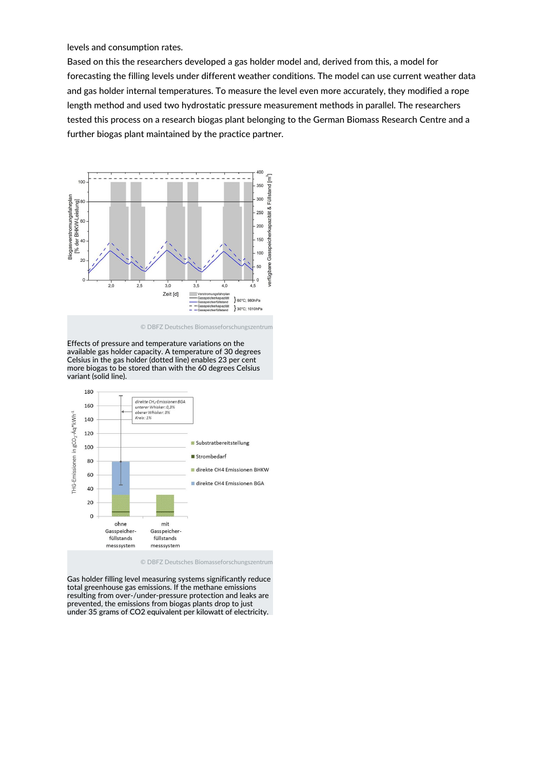levels and consumption rates.

Based on this the researchers developed a gas holder model and, derived from this, a model for forecasting the filling levels under different weather conditions. The model can use current weather data and gas holder internal temperatures. To measure the level even more accurately, they modified a rope length method and used two hydrostatic pressure measurement methods in parallel. The researchers tested this process on a research biogas plant belonging to the German Biomass Research Centre and a further biogas plant maintained by the practice partner.

© DBFZ Deutsches Biomasseforschungszentrum

Effects of pressure and temperature variations on the available gas holder capacity. A temperature of 30 degrees Celsius in the gas holder (dotted line) enables 23 per cent more biogas to be stored than with the 60 degrees Celsius variant (solid line).

© DBFZ Deutsches Biomasseforschungszentrum

Gas holder filling level measuring systems significantly reduce total greenhouse gas emissions. If the methane emissions resulting from over-/under-pressure protection and leaks are prevented, the emissions from biogas plants drop to just under 35 grams of CO2 equivalent per kilowatt of electricity.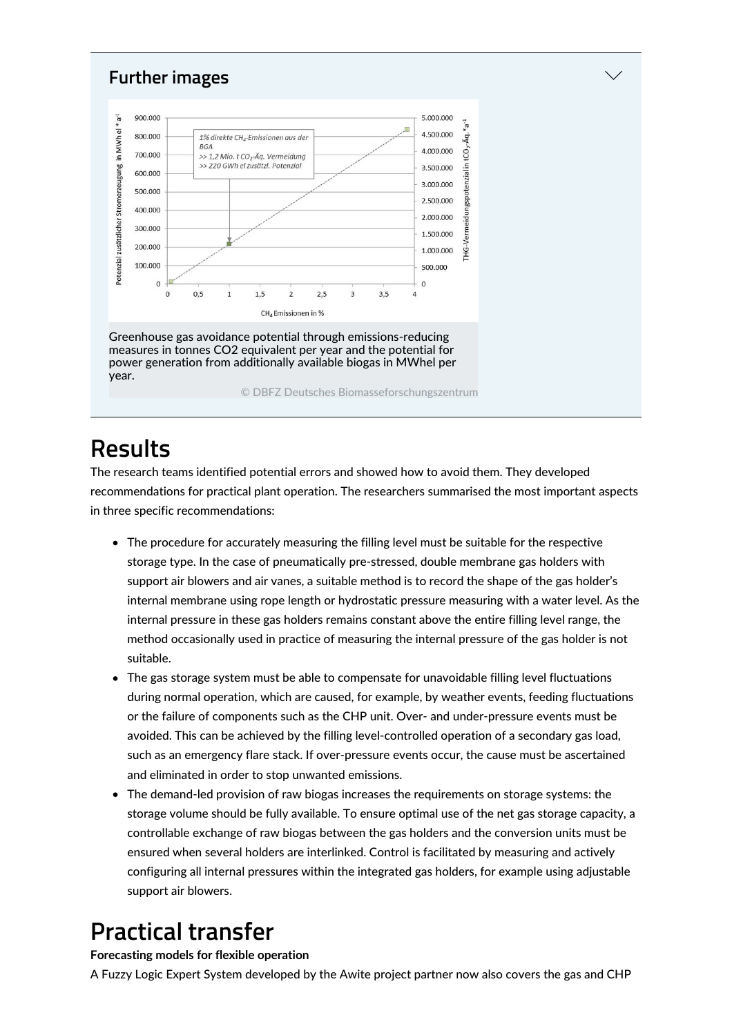## Further images

Greenhouse gas avoidance potential through emissions-reducing measures in tonnes CO2 equivalent per year and the potential for power generation from additionally available biogas in MWhel per year.

© DBFZ Deutsches Biomasseforschungszentrum

# Results

The research teams identified potential errors and showed how to avoid them. They developed recommendations for practical plant operation. The researchers summarised the most important aspects in three specific recommendations:

- The procedure for accurately measuring the filling level must be suitable for the respective storage type. In the case of pneumatically pre-stressed, double membrane gas holders with support air blowers and air vanes, a suitable method is to record the shape of the gas holder's internal membrane using rope length or hydrostatic pressure measuring with a water level. As the internal pressure in these gas holders remains constant above the entire filling level range, the method occasionally used in practice of measuring the internal pressure of the gas holder is not suitable.
- The gas storage system must be able to compensate for unavoidable filling level fluctuations during normal operation, which are caused, for example, by weather events, feeding fluctuations or the failure of components such as the CHP unit. Over- and under-pressure events must be avoided. This can be achieved by the filling level-controlled operation of a secondary gas load, such as an emergency flare stack. If over-pressure events occur, the cause must be ascertained and eliminated in order to stop unwanted emissions.
- The demand-led provision of raw biogas increases the requirements on storage systems: the storage volume should be fully available. To ensure optimal use of the net gas storage capacity, a controllable exchange of raw biogas between the gas holders and the conversion units must be ensured when several holders are interlinked. Control is facilitated by measuring and actively configuring all internal pressures within the integrated gas holders, for example using adjustable support air blowers.

# Practical transfer

**Forecasting models for flexible operation**

A Fuzzy Logic Expert System developed by the Awite project partner now also covers the gas and CHP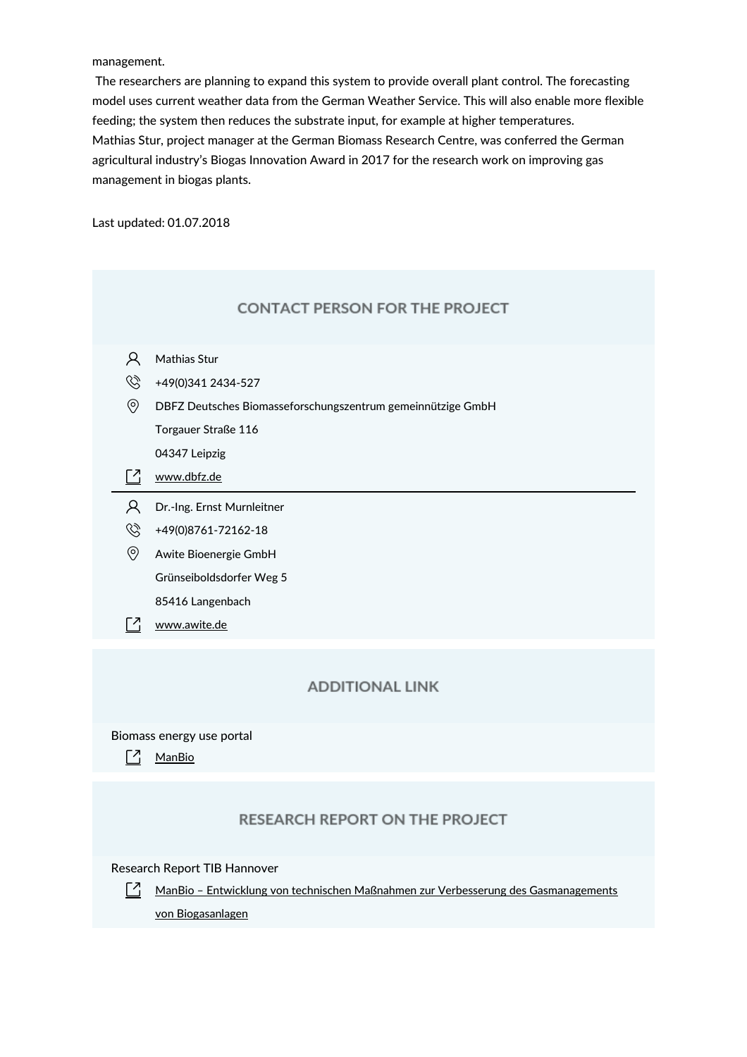management.

The researchers are planning to expand this system to provide overall plant control. The forecasting model uses current weather data from the German Weather Service. This will also enable more flexible feeding; the system then reduces the substrate input, for example at higher temperatures.
Mathias Stur, project manager at the German Biomass Research Centre, was conferred the German agricultural industry's Biogas Innovation Award in 2017 for the research work on improving gas management in biogas plants.

Last updated: 01.07.2018

## CONTACT PERSON FOR THE PROJECT

Mathias Stur
+49(0)341 2434-527
DBFZ Deutsches Biomasseforschungszentrum gemeinnützige GmbH
Torgauer Straße 116
04347 Leipzig
www.dbfz.de

---

Dr.-Ing. Ernst Murnleitner
+49(0)8761-72162-18
Awite Bioenergie GmbH
Grünseiboldsdorfer Weg 5
85416 Langenbach
www.awite.de

## ADDITIONAL LINK

Biomass energy use portal

ManBio

## RESEARCH REPORT ON THE PROJECT

Research Report TIB Hannover

ManBio – Entwicklung von technischen Maßnahmen zur Verbesserung des Gasmanagements von Biogasanlagen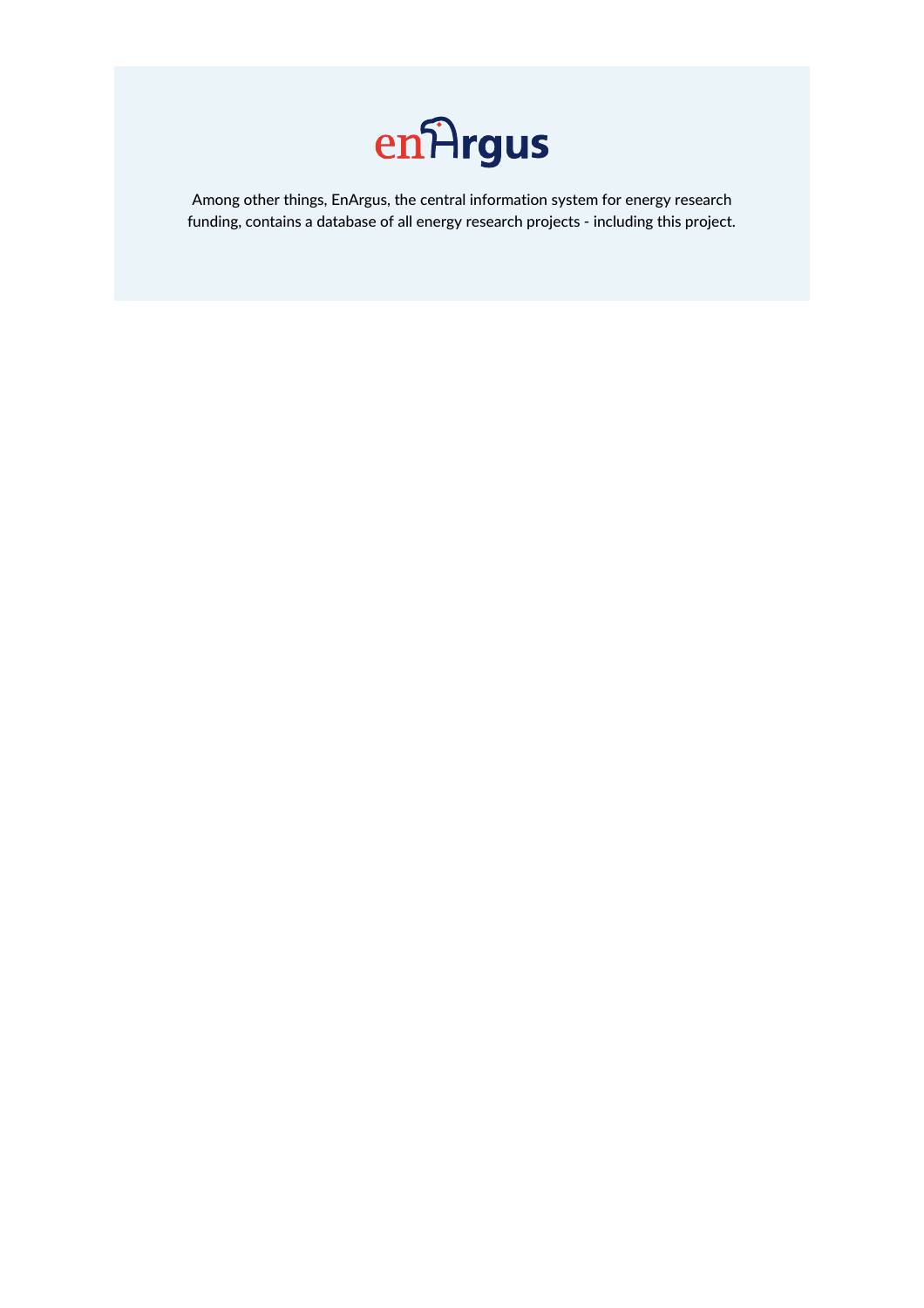enArgus

Among other things, EnArgus, the central information system for energy research funding, contains a database of all energy research projects - including this project.